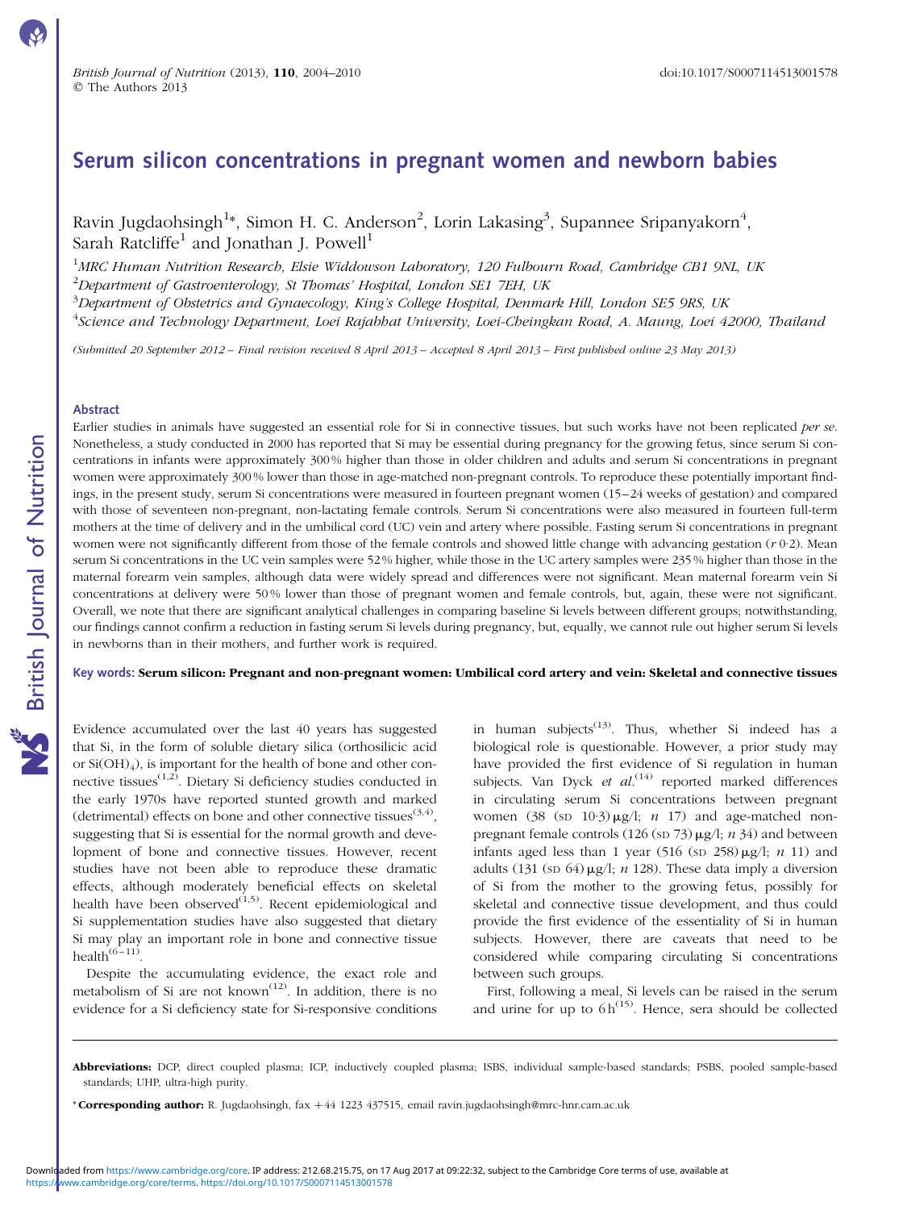# Serum silicon concentrations in pregnant women and newborn babies

Ravin Jugdaohsingh[1]*, Simon H. C. Anderson[2], Lorin Lakasing[3], Supannee Sripanyakorn[4], Sarah Ratcliffe[1] and Jonathan J. Powell[1]

[1]*MRC Human Nutrition Research, Elsie Widdowson Laboratory, 120 Fulbourn Road, Cambridge CB1 9NL, UK*

[2]*Department of Gastroenterology, St Thomas' Hospital, London SE1 7EH, UK*

[3]*Department of Obstetrics and Gynaecology, King's College Hospital, Denmark Hill, London SE5 9RS, UK*

[4]*Science and Technology Department, Loei Rajabhat University, Loei-Cheingkan Road, A. Maung, Loei 42000, Thailand*

*(Submitted 20 September 2012 – Final revision received 8 April 2013 – Accepted 8 April 2013 – First published online 23 May 2013)*

## Abstract

Earlier studies in animals have suggested an essential role for Si in connective tissues, but such works have not been replicated *per se*. Nonetheless, a study conducted in 2000 has reported that Si may be essential during pregnancy for the growing fetus, since serum Si concentrations in infants were approximately 300 % higher than those in older children and adults and serum Si concentrations in pregnant women were approximately 300 % lower than those in age-matched non-pregnant controls. To reproduce these potentially important findings, in the present study, serum Si concentrations were measured in fourteen pregnant women (15–24 weeks of gestation) and compared with those of seventeen non-pregnant, non-lactating female controls. Serum Si concentrations were also measured in fourteen full-term mothers at the time of delivery and in the umbilical cord (UC) vein and artery where possible. Fasting serum Si concentrations in pregnant women were not significantly different from those of the female controls and showed little change with advancing gestation (*r* 0·2). Mean serum Si concentrations in the UC vein samples were 52 % higher, while those in the UC artery samples were 235 % higher than those in the maternal forearm vein samples, although data were widely spread and differences were not significant. Mean maternal forearm vein Si concentrations at delivery were 50 % lower than those of pregnant women and female controls, but, again, these were not significant. Overall, we note that there are significant analytical challenges in comparing baseline Si levels between different groups; notwithstanding, our findings cannot confirm a reduction in fasting serum Si levels during pregnancy, but, equally, we cannot rule out higher serum Si levels in newborns than in their mothers, and further work is required.

**Key words: Serum silicon: Pregnant and non-pregnant women: Umbilical cord artery and vein: Skeletal and connective tissues**

Evidence accumulated over the last 40 years has suggested that Si, in the form of soluble dietary silica (orthosilicic acid or $Si(OH)_4$), is important for the health of bone and other connective tissues[1,2]. Dietary Si deficiency studies conducted in the early 1970s have reported stunted growth and marked (detrimental) effects on bone and other connective tissues[3,4], suggesting that Si is essential for the normal growth and development of bone and connective tissues. However, recent studies have not been able to reproduce these dramatic effects, although moderately beneficial effects on skeletal health have been observed[1,5]. Recent epidemiological and Si supplementation studies have also suggested that dietary Si may play an important role in bone and connective tissue health[6–11].

Despite the accumulating evidence, the exact role and metabolism of Si are not known[12]. In addition, there is no evidence for a Si deficiency state for Si-responsive conditions in human subjects[13]. Thus, whether Si indeed has a biological role is questionable. However, a prior study may have provided the first evidence of Si regulation in human subjects. Van Dyck *et al.*[14] reported marked differences in circulating serum Si concentrations between pregnant women (38 (SD 10·3) μg/l; *n* 17) and age-matched non-pregnant female controls (126 (SD 73) μg/l; *n* 34) and between infants aged less than 1 year (516 (SD 258) μg/l; *n* 11) and adults (131 (SD 64) μg/l; *n* 128). These data imply a diversion of Si from the mother to the growing fetus, possibly for skeletal and connective tissue development, and thus could provide the first evidence of the essentiality of Si in human subjects. However, there are caveats that need to be considered while comparing circulating Si concentrations between such groups.

First, following a meal, Si levels can be raised in the serum and urine for up to 6 h[15]. Hence, sera should be collected

**Abbreviations:** DCP, direct coupled plasma; ICP, inductively coupled plasma; ISBS, individual sample-based standards; PSBS, pooled sample-based standards; UHP, ultra-high purity.

***Corresponding author:** R. Jugdaohsingh, fax +44 1223 437515, email ravin.jugdaohsingh@mrc-hnr.cam.ac.uk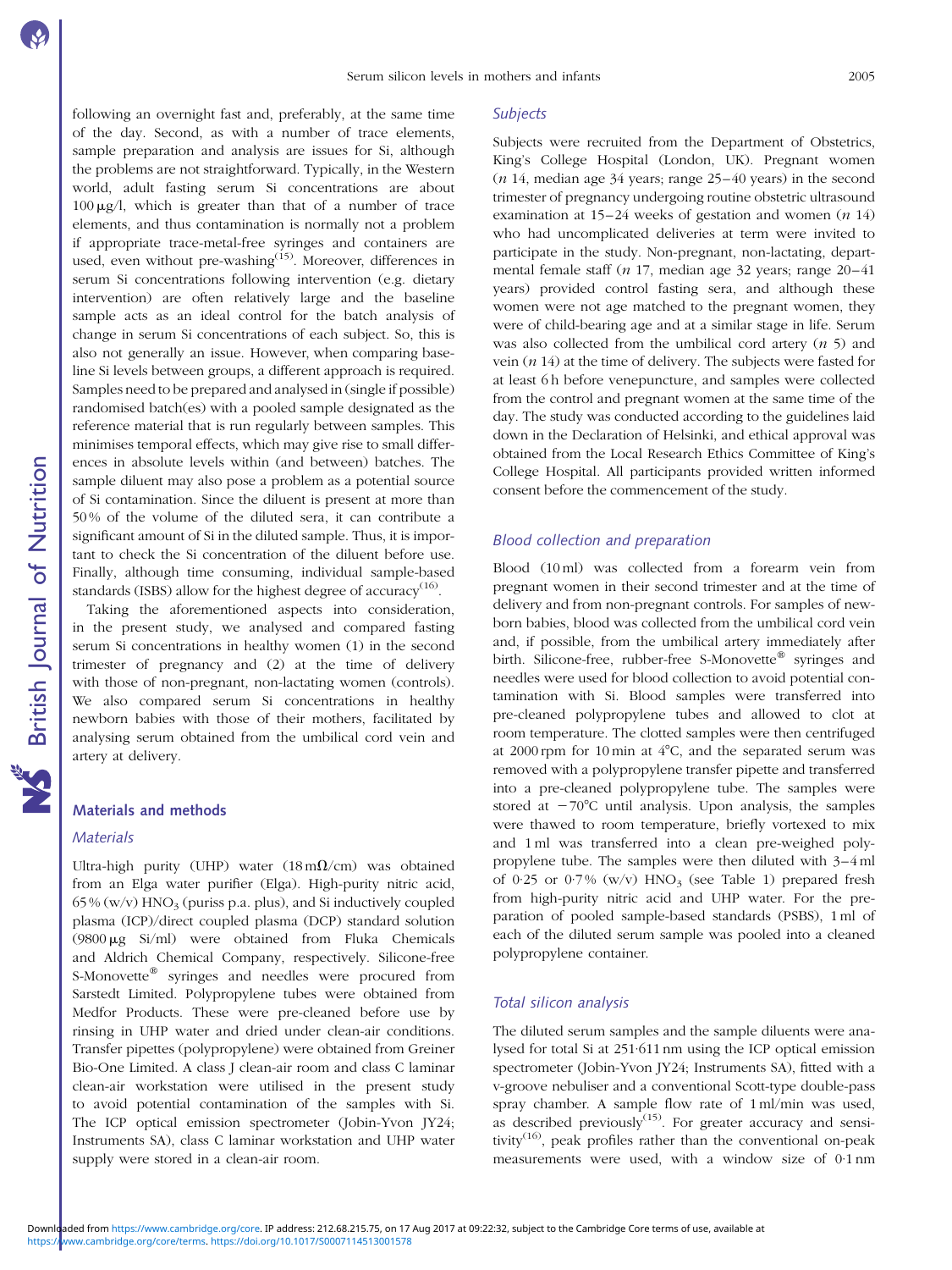following an overnight fast and, preferably, at the same time of the day. Second, as with a number of trace elements, sample preparation and analysis are issues for Si, although the problems are not straightforward. Typically, in the Western world, adult fasting serum Si concentrations are about 100 μg/l, which is greater than that of a number of trace elements, and thus contamination is normally not a problem if appropriate trace-metal-free syringes and containers are used, even without pre-washing[15]. Moreover, differences in serum Si concentrations following intervention (e.g. dietary intervention) are often relatively large and the baseline sample acts as an ideal control for the batch analysis of change in serum Si concentrations of each subject. So, this is also not generally an issue. However, when comparing baseline Si levels between groups, a different approach is required. Samples need to be prepared and analysed in (single if possible) randomised batch(es) with a pooled sample designated as the reference material that is run regularly between samples. This minimises temporal effects, which may give rise to small differences in absolute levels within (and between) batches. The sample diluent may also pose a problem as a potential source of Si contamination. Since the diluent is present at more than 50 % of the volume of the diluted sera, it can contribute a significant amount of Si in the diluted sample. Thus, it is important to check the Si concentration of the diluent before use. Finally, although time consuming, individual sample-based standards (ISBS) allow for the highest degree of accuracy[16].

Taking the aforementioned aspects into consideration, in the present study, we analysed and compared fasting serum Si concentrations in healthy women (1) in the second trimester of pregnancy and (2) at the time of delivery with those of non-pregnant, non-lactating women (controls). We also compared serum Si concentrations in healthy newborn babies with those of their mothers, facilitated by analysing serum obtained from the umbilical cord vein and artery at delivery.

## Materials and methods

### Materials

Ultra-high purity (UHP) water (18 mΩ/cm) was obtained from an Elga water purifier (Elga). High-purity nitric acid, 65 % (w/v) $HNO_3$ (puriss p.a. plus), and Si inductively coupled plasma (ICP)/direct coupled plasma (DCP) standard solution (9800 μg Si/ml) were obtained from Fluka Chemicals and Aldrich Chemical Company, respectively. Silicone-free S-Monovette® syringes and needles were procured from Sarstedt Limited. Polypropylene tubes were obtained from Medfor Products. These were pre-cleaned before use by rinsing in UHP water and dried under clean-air conditions. Transfer pipettes (polypropylene) were obtained from Greiner Bio-One Limited. A class J clean-air room and class C laminar clean-air workstation were utilised in the present study to avoid potential contamination of the samples with Si. The ICP optical emission spectrometer (Jobin-Yvon JY24; Instruments SA), class C laminar workstation and UHP water supply were stored in a clean-air room.

### Subjects

Subjects were recruited from the Department of Obstetrics, King's College Hospital (London, UK). Pregnant women (*n* 14, median age 34 years; range 25–40 years) in the second trimester of pregnancy undergoing routine obstetric ultrasound examination at 15–24 weeks of gestation and women (*n* 14) who had uncomplicated deliveries at term were invited to participate in the study. Non-pregnant, non-lactating, departmental female staff (*n* 17, median age 32 years; range 20–41 years) provided control fasting sera, and although these women were not age matched to the pregnant women, they were of child-bearing age and at a similar stage in life. Serum was also collected from the umbilical cord artery (*n* 5) and vein (*n* 14) at the time of delivery. The subjects were fasted for at least 6 h before venepuncture, and samples were collected from the control and pregnant women at the same time of the day. The study was conducted according to the guidelines laid down in the Declaration of Helsinki, and ethical approval was obtained from the Local Research Ethics Committee of King's College Hospital. All participants provided written informed consent before the commencement of the study.

### Blood collection and preparation

Blood (10 ml) was collected from a forearm vein from pregnant women in their second trimester and at the time of delivery and from non-pregnant controls. For samples of newborn babies, blood was collected from the umbilical cord vein and, if possible, from the umbilical artery immediately after birth. Silicone-free, rubber-free S-Monovette® syringes and needles were used for blood collection to avoid potential contamination with Si. Blood samples were transferred into pre-cleaned polypropylene tubes and allowed to clot at room temperature. The clotted samples were then centrifuged at 2000 rpm for 10 min at 4°C, and the separated serum was removed with a polypropylene transfer pipette and transferred into a pre-cleaned polypropylene tube. The samples were stored at −70°C until analysis. Upon analysis, the samples were thawed to room temperature, briefly vortexed to mix and 1 ml was transferred into a clean pre-weighed polypropylene tube. The samples were then diluted with 3–4 ml of 0·25 or 0·7 % (w/v) $HNO_3$ (see Table 1) prepared fresh from high-purity nitric acid and UHP water. For the preparation of pooled sample-based standards (PSBS), 1 ml of each of the diluted serum sample was pooled into a cleaned polypropylene container.

### Total silicon analysis

The diluted serum samples and the sample diluents were analysed for total Si at 251·611 nm using the ICP optical emission spectrometer (Jobin-Yvon JY24; Instruments SA), fitted with a v-groove nebuliser and a conventional Scott-type double-pass spray chamber. A sample flow rate of 1 ml/min was used, as described previously[15]. For greater accuracy and sensitivity[16], peak profiles rather than the conventional on-peak measurements were used, with a window size of 0·1 nm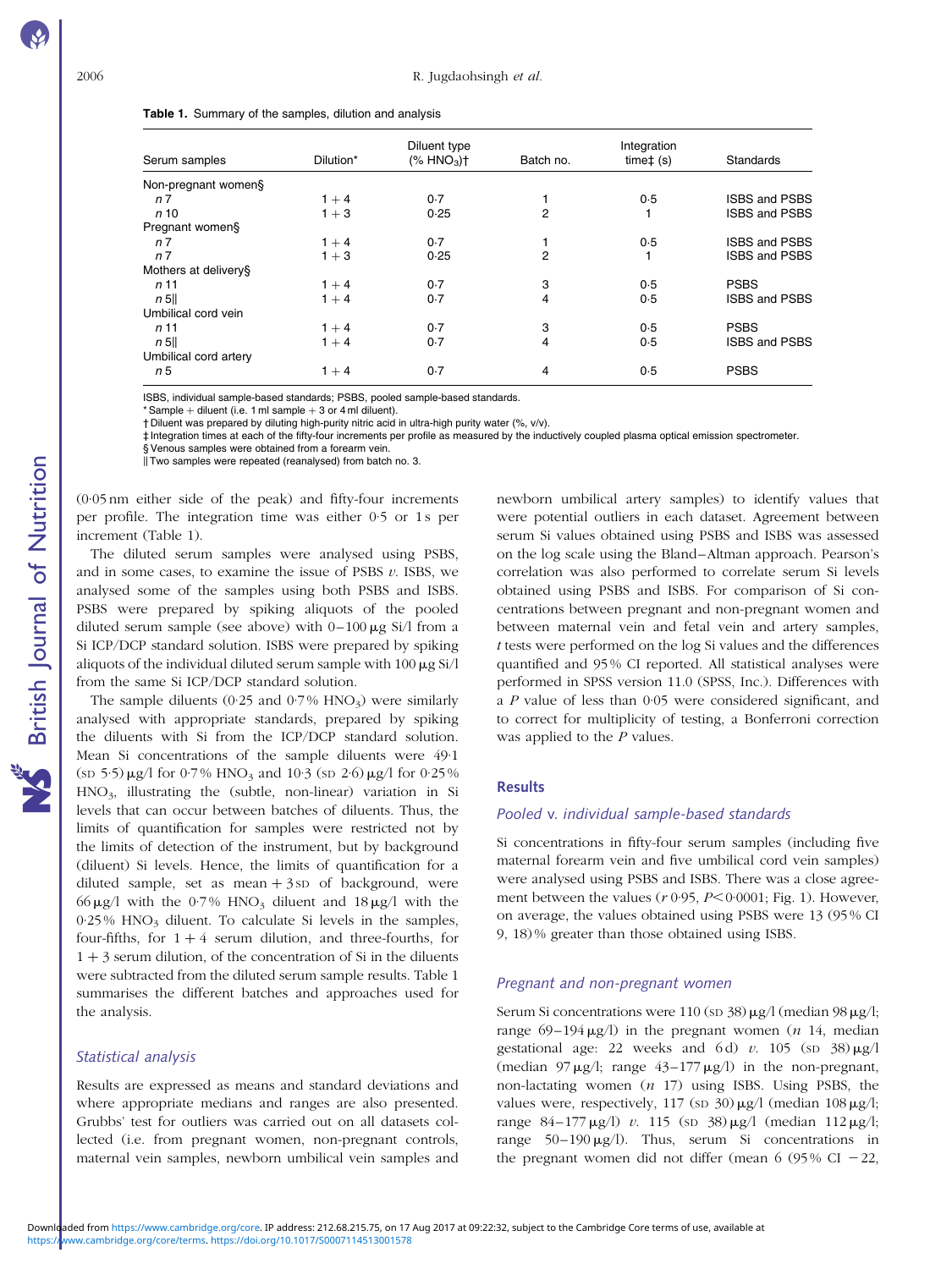**Table 1.** Summary of the samples, dilution and analysis

| Serum samples | Dilution* | Diluent type (% $HNO_3$)† | Batch no. | Integration time‡ (s) | Standards |
|---|---|---|---|---|---|
| Non-pregnant women§ | | | | | |
| *n* 7 | 1 + 4 | 0·7 | 1 | 0·5 | ISBS and PSBS |
| *n* 10 | 1 + 3 | 0·25 | 2 | 1 | ISBS and PSBS |
| Pregnant women§ | | | | | |
| *n* 7 | 1 + 4 | 0·7 | 1 | 0·5 | ISBS and PSBS |
| *n* 7 | 1 + 3 | 0·25 | 2 | 1 | ISBS and PSBS |
| Mothers at delivery§ | | | | | |
| *n* 11 | 1 + 4 | 0·7 | 3 | 0·5 | PSBS |
| *n* 5‖ | 1 + 4 | 0·7 | 4 | 0·5 | ISBS and PSBS |
| Umbilical cord vein | | | | | |
| *n* 11 | 1 + 4 | 0·7 | 3 | 0·5 | PSBS |
| *n* 5‖ | 1 + 4 | 0·7 | 4 | 0·5 | ISBS and PSBS |
| Umbilical cord artery | | | | | |
| *n* 5 | 1 + 4 | 0·7 | 4 | 0·5 | PSBS |

ISBS, individual sample-based standards; PSBS, pooled sample-based standards.

\* Sample + diluent (i.e. 1 ml sample + 3 or 4 ml diluent).

† Diluent was prepared by diluting high-purity nitric acid in ultra-high purity water (%, v/v).

‡ Integration times at each of the fifty-four increments per profile as measured by the inductively coupled plasma optical emission spectrometer.

§ Venous samples were obtained from a forearm vein.

‖ Two samples were repeated (reanalysed) from batch no. 3.

(0·05 nm either side of the peak) and fifty-four increments per profile. The integration time was either 0·5 or 1 s per increment (Table 1).

The diluted serum samples were analysed using PSBS, and in some cases, to examine the issue of PSBS *v.* ISBS, we analysed some of the samples using both PSBS and ISBS. PSBS were prepared by spiking aliquots of the pooled diluted serum sample (see above) with 0–100 μg Si/l from a Si ICP/DCP standard solution. ISBS were prepared by spiking aliquots of the individual diluted serum sample with 100 μg Si/l from the same Si ICP/DCP standard solution.

The sample diluents (0·25 and 0·7 % $HNO_3$) were similarly analysed with appropriate standards, prepared by spiking the diluents with Si from the ICP/DCP standard solution. Mean Si concentrations of the sample diluents were 49·1 (SD 5·5) μg/l for 0·7 % $HNO_3$ and 10·3 (SD 2·6) μg/l for 0·25 % $HNO_3$, illustrating the (subtle, non-linear) variation in Si levels that can occur between batches of diluents. Thus, the limits of quantification for samples were restricted not by the limits of detection of the instrument, but by background (diluent) Si levels. Hence, the limits of quantification for a diluted sample, set as mean + 3 SD of background, were 66 μg/l with the 0·7 % $HNO_3$ diluent and 18 μg/l with the 0·25 % $HNO_3$ diluent. To calculate Si levels in the samples, four-fifths, for 1 + 4 serum dilution, and three-fourths, for 1 + 3 serum dilution, of the concentration of Si in the diluents were subtracted from the diluted serum sample results. Table 1 summarises the different batches and approaches used for the analysis.

### *Statistical analysis*

Results are expressed as means and standard deviations and where appropriate medians and ranges are also presented. Grubbs' test for outliers was carried out on all datasets collected (i.e. from pregnant women, non-pregnant controls, maternal vein samples, newborn umbilical vein samples and newborn umbilical artery samples) to identify values that were potential outliers in each dataset. Agreement between serum Si values obtained using PSBS and ISBS was assessed on the log scale using the Bland–Altman approach. Pearson's correlation was also performed to correlate serum Si levels obtained using PSBS and ISBS. For comparison of Si concentrations between pregnant and non-pregnant women and between maternal vein and fetal vein and artery samples, *t* tests were performed on the log Si values and the differences quantified and 95 % CI reported. All statistical analyses were performed in SPSS version 11.0 (SPSS, Inc.). Differences with a *P* value of less than 0·05 were considered significant, and to correct for multiplicity of testing, a Bonferroni correction was applied to the *P* values.

## Results

### *Pooled* v. *individual sample-based standards*

Si concentrations in fifty-four serum samples (including five maternal forearm vein and five umbilical cord vein samples) were analysed using PSBS and ISBS. There was a close agreement between the values ($r$ 0·95, $P<0·0001$; Fig. 1). However, on average, the values obtained using PSBS were 13 (95 % CI 9, 18) % greater than those obtained using ISBS.

### *Pregnant and non-pregnant women*

Serum Si concentrations were 110 (SD 38) μg/l (median 98 μg/l; range 69–194 μg/l) in the pregnant women (*n* 14, median gestational age: 22 weeks and 6 d) *v.* 105 (SD 38) μg/l (median 97 μg/l; range 43–177 μg/l) in the non-pregnant, non-lactating women (*n* 17) using ISBS. Using PSBS, the values were, respectively, 117 (SD 30) μg/l (median 108 μg/l; range 84–177 μg/l) *v.* 115 (SD 38) μg/l (median 112 μg/l; range 50–190 μg/l). Thus, serum Si concentrations in the pregnant women did not differ (mean 6 (95 % CI −22,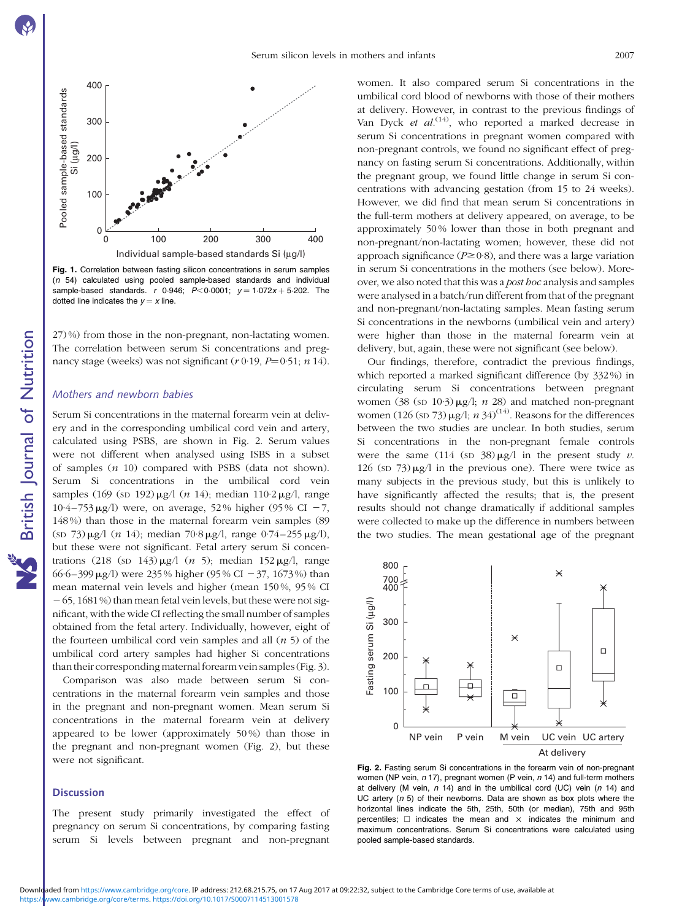Fig. 1. Correlation between fasting silicon concentrations in serum samples ($n$ 54) calculated using pooled sample-based standards and individual sample-based standards. $r$ 0·946; $P<0·0001$; $y = 1·072x + 5·202$. The dotted line indicates the $y = x$ line.

27) %) from those in the non-pregnant, non-lactating women. The correlation between serum Si concentrations and pregnancy stage (weeks) was not significant ($r$ 0·19, $P$=0·51; $n$ 14).

### Mothers and newborn babies

Serum Si concentrations in the maternal forearm vein at delivery and in the corresponding umbilical cord vein and artery, calculated using PSBS, are shown in Fig. 2. Serum values were not different when analysed using ISBS in a subset of samples ($n$ 10) compared with PSBS (data not shown). Serum Si concentrations in the umbilical cord vein samples (169 (SD 192) μg/l ($n$ 14); median 110·2 μg/l, range 10·4–753 μg/l) were, on average, 52 % higher (95 % CI −7, 148 %) than those in the maternal forearm vein samples (89 (SD 73) μg/l ($n$ 14); median 70·8 μg/l, range 0·74–255 μg/l), but these were not significant. Fetal artery serum Si concentrations (218 (SD 143) μg/l ($n$ 5); median 152 μg/l, range 66·6–399 μg/l) were 235 % higher (95 % CI −37, 1673 %) than mean maternal vein levels and higher (mean 150 %, 95 % CI −65, 1681 %) than mean fetal vein levels, but these were not significant, with the wide CI reflecting the small number of samples obtained from the fetal artery. Individually, however, eight of the fourteen umbilical cord vein samples and all ($n$ 5) of the umbilical cord artery samples had higher Si concentrations than their corresponding maternal forearm vein samples (Fig. 3).

Comparison was also made between serum Si concentrations in the maternal forearm vein samples and those in the pregnant and non-pregnant women. Mean serum Si concentrations in the maternal forearm vein at delivery appeared to be lower (approximately 50 %) than those in the pregnant and non-pregnant women (Fig. 2), but these were not significant.

## Discussion

The present study primarily investigated the effect of pregnancy on serum Si concentrations, by comparing fasting serum Si levels between pregnant and non-pregnant women. It also compared serum Si concentrations in the umbilical cord blood of newborns with those of their mothers at delivery. However, in contrast to the previous findings of Van Dyck *et al.*[14], who reported a marked decrease in serum Si concentrations in pregnant women compared with non-pregnant controls, we found no significant effect of pregnancy on fasting serum Si concentrations. Additionally, within the pregnant group, we found little change in serum Si concentrations with advancing gestation (from 15 to 24 weeks). However, we did find that mean serum Si concentrations in the full-term mothers at delivery appeared, on average, to be approximately 50 % lower than those in both pregnant and non-pregnant/non-lactating women; however, these did not approach significance ($P \geq 0·8$), and there was a large variation in serum Si concentrations in the mothers (see below). Moreover, we also noted that this was a *post hoc* analysis and samples were analysed in a batch/run different from that of the pregnant and non-pregnant/non-lactating samples. Mean fasting serum Si concentrations in the newborns (umbilical vein and artery) were higher than those in the maternal forearm vein at delivery, but, again, these were not significant (see below).

Our findings, therefore, contradict the previous findings, which reported a marked significant difference (by 332 %) in circulating serum Si concentrations between pregnant women (38 (SD 10·3) μg/l; $n$ 28) and matched non-pregnant women (126 (SD 73) μg/l; $n$ 34)[14]. Reasons for the differences between the two studies are unclear. In both studies, serum Si concentrations in the non-pregnant female controls were the same (114 (SD 38) μg/l in the present study *v*. 126 (SD 73) μg/l in the previous one). There were twice as many subjects in the previous study, but this is unlikely to have significantly affected the results; that is, the present results should not change dramatically if additional samples were collected to make up the difference in numbers between the two studies. The mean gestational age of the pregnant

Fig. 2. Fasting serum Si concentrations in the forearm vein of non-pregnant women (NP vein, $n$ 17), pregnant women (P vein, $n$ 14) and full-term mothers at delivery (M vein, $n$ 14) and in the umbilical cord (UC) vein ($n$ 14) and UC artery ($n$ 5) of their newborns. Data are shown as box plots where the horizontal lines indicate the 5th, 25th, 50th (or median), 75th and 95th percentiles; □ indicates the mean and × indicates the minimum and maximum concentrations. Serum Si concentrations were calculated using pooled sample-based standards.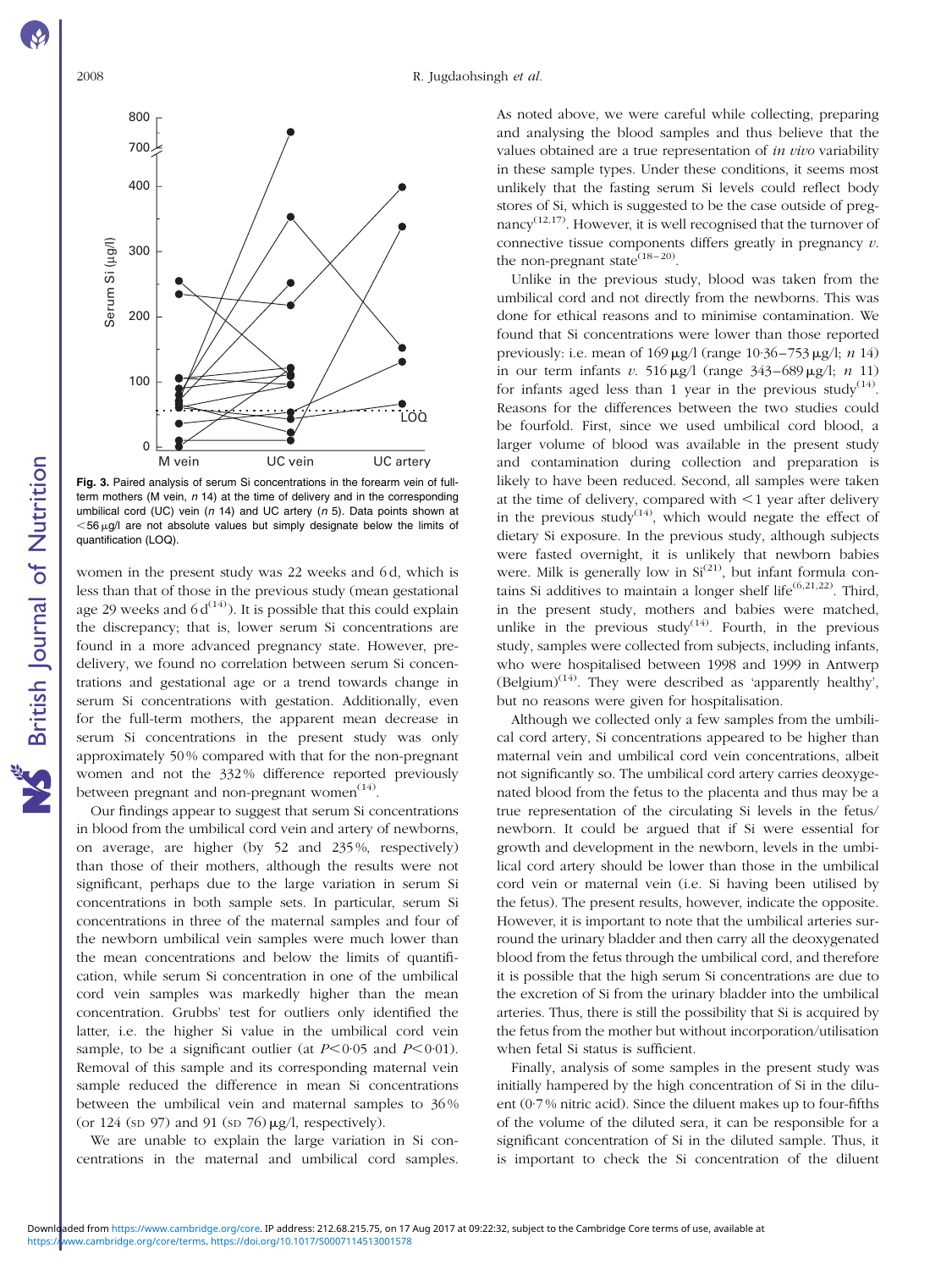Fig. 3. Paired analysis of serum Si concentrations in the forearm vein of full-term mothers (M vein, *n* 14) at the time of delivery and in the corresponding umbilical cord (UC) vein (*n* 14) and UC artery (*n* 5). Data points shown at <56 μg/l are not absolute values but simply designate below the limits of quantification (LOQ).

women in the present study was 22 weeks and 6 d, which is less than that of those in the previous study (mean gestational age 29 weeks and 6 d[14]). It is possible that this could explain the discrepancy; that is, lower serum Si concentrations are found in a more advanced pregnancy state. However, pre-delivery, we found no correlation between serum Si concentrations and gestational age or a trend towards change in serum Si concentrations with gestation. Additionally, even for the full-term mothers, the apparent mean decrease in serum Si concentrations in the present study was only approximately 50 % compared with that for the non-pregnant women and not the 332 % difference reported previously between pregnant and non-pregnant women[14].

Our findings appear to suggest that serum Si concentrations in blood from the umbilical cord vein and artery of newborns, on average, are higher (by 52 and 235 %, respectively) than those of their mothers, although the results were not significant, perhaps due to the large variation in serum Si concentrations in both sample sets. In particular, serum Si concentrations in three of the maternal samples and four of the newborn umbilical vein samples were much lower than the mean concentrations and below the limits of quantification, while serum Si concentration in one of the umbilical cord vein samples was markedly higher than the mean concentration. Grubbs' test for outliers only identified the latter, i.e. the higher Si value in the umbilical cord vein sample, to be a significant outlier (at $P<0{\cdot}05$ and $P<0{\cdot}01$). Removal of this sample and its corresponding maternal vein sample reduced the difference in mean Si concentrations between the umbilical vein and maternal samples to 36 % (or 124 (SD 97) and 91 (SD 76) μg/l, respectively).

We are unable to explain the large variation in Si concentrations in the maternal and umbilical cord samples. As noted above, we were careful while collecting, preparing and analysing the blood samples and thus believe that the values obtained are a true representation of *in vivo* variability in these sample types. Under these conditions, it seems most unlikely that the fasting serum Si levels could reflect body stores of Si, which is suggested to be the case outside of pregnancy[12,17]. However, it is well recognised that the turnover of connective tissue components differs greatly in pregnancy *v.* the non-pregnant state[18–20].

Unlike in the previous study, blood was taken from the umbilical cord and not directly from the newborns. This was done for ethical reasons and to minimise contamination. We found that Si concentrations were lower than those reported previously: i.e. mean of 169 μg/l (range 10·36–753 μg/l; *n* 14) in our term infants *v.* 516 μg/l (range 343–689 μg/l; *n* 11) for infants aged less than 1 year in the previous study[14]. Reasons for the differences between the two studies could be fourfold. First, since we used umbilical cord blood, a larger volume of blood was available in the present study and contamination during collection and preparation is likely to have been reduced. Second, all samples were taken at the time of delivery, compared with <1 year after delivery in the previous study[14], which would negate the effect of dietary Si exposure. In the previous study, although subjects were fasted overnight, it is unlikely that newborn babies were. Milk is generally low in Si[21], but infant formula contains Si additives to maintain a longer shelf life[6,21,22]. Third, in the present study, mothers and babies were matched, unlike in the previous study[14]. Fourth, in the previous study, samples were collected from subjects, including infants, who were hospitalised between 1998 and 1999 in Antwerp (Belgium)[14]. They were described as 'apparently healthy', but no reasons were given for hospitalisation.

Although we collected only a few samples from the umbilical cord artery, Si concentrations appeared to be higher than maternal vein and umbilical cord vein concentrations, albeit not significantly so. The umbilical cord artery carries deoxygenated blood from the fetus to the placenta and thus may be a true representation of the circulating Si levels in the fetus/newborn. It could be argued that if Si were essential for growth and development in the newborn, levels in the umbilical cord artery should be lower than those in the umbilical cord vein or maternal vein (i.e. Si having been utilised by the fetus). The present results, however, indicate the opposite. However, it is important to note that the umbilical arteries surround the urinary bladder and then carry all the deoxygenated blood from the fetus through the umbilical cord, and therefore it is possible that the high serum Si concentrations are due to the excretion of Si from the urinary bladder into the umbilical arteries. Thus, there is still the possibility that Si is acquired by the fetus from the mother but without incorporation/utilisation when fetal Si status is sufficient.

Finally, analysis of some samples in the present study was initially hampered by the high concentration of Si in the diluent (0·7 % nitric acid). Since the diluent makes up to four-fifths of the volume of the diluted sera, it can be responsible for a significant concentration of Si in the diluted sample. Thus, it is important to check the Si concentration of the diluent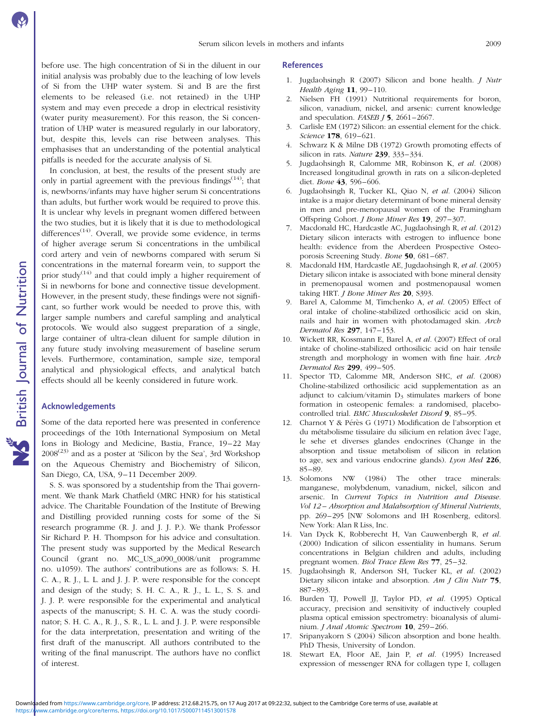before use. The high concentration of Si in the diluent in our initial analysis was probably due to the leaching of low levels of Si from the UHP water system. Si and B are the first elements to be released (i.e. not retained) in the UHP system and may even precede a drop in electrical resistivity (water purity measurement). For this reason, the Si concentration of UHP water is measured regularly in our laboratory, but, despite this, levels can rise between analyses. This emphasises that an understanding of the potential analytical pitfalls is needed for the accurate analysis of Si.

In conclusion, at best, the results of the present study are only in partial agreement with the previous findings[14]; that is, newborns/infants may have higher serum Si concentrations than adults, but further work would be required to prove this. It is unclear why levels in pregnant women differed between the two studies, but it is likely that it is due to methodological differences[14]. Overall, we provide some evidence, in terms of higher average serum Si concentrations in the umbilical cord artery and vein of newborns compared with serum Si concentrations in the maternal forearm vein, to support the prior study[14] and that could imply a higher requirement of Si in newborns for bone and connective tissue development. However, in the present study, these findings were not significant, so further work would be needed to prove this, with larger sample numbers and careful sampling and analytical protocols. We would also suggest preparation of a single, large container of ultra-clean diluent for sample dilution in any future study involving measurement of baseline serum levels. Furthermore, contamination, sample size, temporal analytical and physiological effects, and analytical batch effects should all be keenly considered in future work.

## Acknowledgements

Some of the data reported here was presented in conference proceedings of the 10th International Symposium on Metal Ions in Biology and Medicine, Bastia, France, 19–22 May 2008[23] and as a poster at 'Silicon by the Sea', 3rd Workshop on the Aqueous Chemistry and Biochemistry of Silicon, San Diego, CA, USA, 9–11 December 2009.

S. S. was sponsored by a studentship from the Thai government. We thank Mark Chatfield (MRC HNR) for his statistical advice. The Charitable Foundation of the Institute of Brewing and Distilling provided running costs for some of the Si research programme (R. J. and J. J. P.). We thank Professor Sir Richard P. H. Thompson for his advice and consultation. The present study was supported by the Medical Research Council (grant no. MC_US_a090_0008/unit programme no. u1059). The authors' contributions are as follows: S. H. C. A., R. J., L. L. and J. J. P. were responsible for the concept and design of the study; S. H. C. A., R. J., L. L., S. S. and J. J. P. were responsible for the experimental and analytical aspects of the manuscript; S. H. C. A. was the study coordinator; S. H. C. A., R. J., S. R., L. L. and J. J. P. were responsible for the data interpretation, presentation and writing of the first draft of the manuscript. All authors contributed to the writing of the final manuscript. The authors have no conflict of interest.

## References

1. Jugdaohsingh R (2007) Silicon and bone health. *J Nutr Health Aging* **11**, 99–110.
2. Nielsen FH (1991) Nutritional requirements for boron, silicon, vanadium, nickel, and arsenic: current knowledge and speculation. *FASEB J* **5**, 2661–2667.
3. Carlisle EM (1972) Silicon: an essential element for the chick. *Science* **178**, 619–621.
4. Schwarz K & Milne DB (1972) Growth promoting effects of silicon in rats. *Nature* **239**, 333–334.
5. Jugdaohsingh R, Calomme MR, Robinson K, *et al.* (2008) Increased longitudinal growth in rats on a silicon-depleted diet. *Bone* **43**, 596–606.
6. Jugdaohsingh R, Tucker KL, Qiao N, *et al.* (2004) Silicon intake is a major dietary determinant of bone mineral density in men and pre-menopausal women of the Framingham Offspring Cohort. *J Bone Miner Res* **19**, 297–307.
7. Macdonald HC, Hardcastle AC, Jugdaohsingh R, *et al.* (2012) Dietary silicon interacts with estrogen to influence bone health: evidence from the Aberdeen Prospective Osteoporosis Screening Study. *Bone* **50**, 681–687.
8. Macdonald HM, Hardcastle AE, Jugdaohsingh R, *et al.* (2005) Dietary silicon intake is associated with bone mineral density in premenopausal women and postmenopausal women taking HRT. *J Bone Miner Res* **20**, S393.
9. Barel A, Calomme M, Timchenko A, *et al.* (2005) Effect of oral intake of choline-stabilized orthosilicic acid on skin, nails and hair in women with photodamaged skin. *Arch Dermatol Res* **297**, 147–153.
10. Wickett RR, Kossmann E, Barel A, *et al.* (2007) Effect of oral intake of choline-stabilized orthosilicic acid on hair tensile strength and morphology in women with fine hair. *Arch Dermatol Res* **299**, 499–505.
11. Spector TD, Calomme MR, Anderson SHC, *et al.* (2008) Choline-stabilized orthosilicic acid supplementation as an adjunct to calcium/vitamin $D_3$ stimulates markers of bone formation in osteopenic females: a randomised, placebo-controlled trial. *BMC Musculoskelet Disord* **9**, 85–95.
12. Charnot Y & Pérès G (1971) Modification de l'absorption et du métabolisme tissulaire du silicium en relation âvec l'age, le sehe et diverses glandes endocrines (Change in the absorption and tissue metabolism of silicon in relation to age, sex and various endocrine glands). *Lyon Med* **226**, 85–89.
13. Solomons NW (1984) The other trace minerals: manganese, molybdenum, vanadium, nickel, silicon and arsenic. In *Current Topics in Nutrition and Disease. Vol 12 – Absorption and Malabsorption of Mineral Nutrients*, pp. 269–295 [NW Solomons and IH Rosenberg, editors]. New York: Alan R Liss, Inc.
14. Van Dyck K, Robberecht H, Van Cauwenbergh R, *et al.* (2000) Indication of silicon essentiality in humans. Serum concentrations in Belgian children and adults, including pregnant women. *Biol Trace Elem Res* **77**, 25–32.
15. Jugdaohsingh R, Anderson SH, Tucker KL, *et al.* (2002) Dietary silicon intake and absorption. *Am J Clin Nutr* **75**, 887–893.
16. Burden TJ, Powell JJ, Taylor PD, *et al.* (1995) Optical accuracy, precision and sensitivity of inductively coupled plasma optical emission spectrometry: bioanalysis of aluminium. *J Anal Atomic Spectrom* **10**, 259–266.
17. Sripanyakorn S (2004) Silicon absorption and bone health. PhD Thesis, University of London.
18. Stewart EA, Floor AE, Jain P, *et al.* (1995) Increased expression of messenger RNA for collagen type I, collagen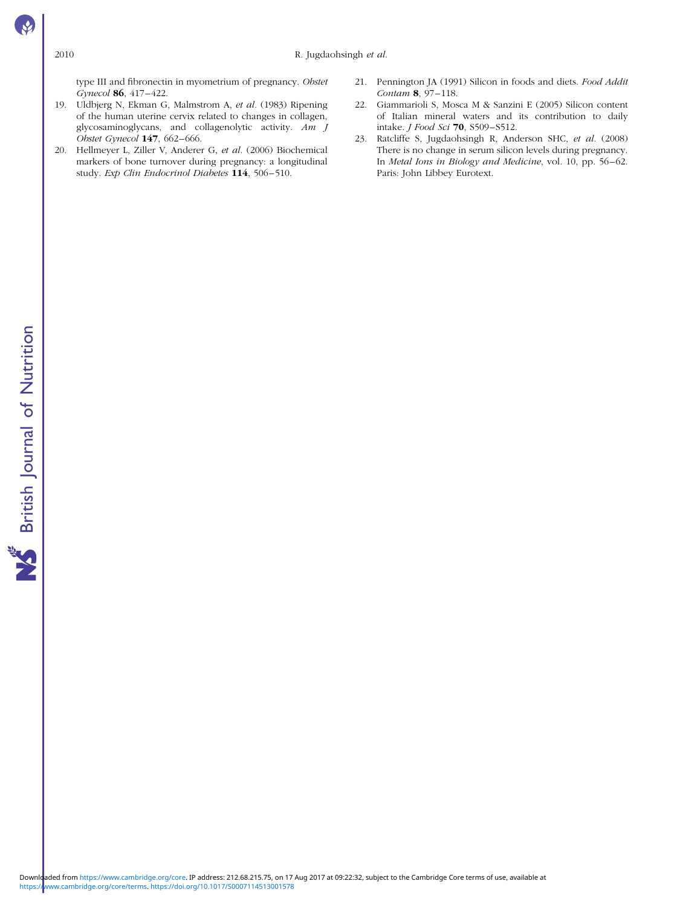type III and fibronectin in myometrium of pregnancy. *Obstet Gynecol* **86**, 417–422.

19. Uldbjerg N, Ekman G, Malmstrom A, *et al.* (1983) Ripening of the human uterine cervix related to changes in collagen, glycosaminoglycans, and collagenolytic activity. *Am J Obstet Gynecol* **147**, 662–666.
20. Hellmeyer L, Ziller V, Anderer G, *et al.* (2006) Biochemical markers of bone turnover during pregnancy: a longitudinal study. *Exp Clin Endocrinol Diabetes* **114**, 506–510.
21. Pennington JA (1991) Silicon in foods and diets. *Food Addit Contam* **8**, 97–118.
22. Giammarioli S, Mosca M & Sanzini E (2005) Silicon content of Italian mineral waters and its contribution to daily intake. *J Food Sci* **70**, S509–S512.
23. Ratcliffe S, Jugdaohsingh R, Anderson SHC, *et al.* (2008) There is no change in serum silicon levels during pregnancy. In *Metal Ions in Biology and Medicine*, vol. 10, pp. 56–62. Paris: John Libbey Eurotext.